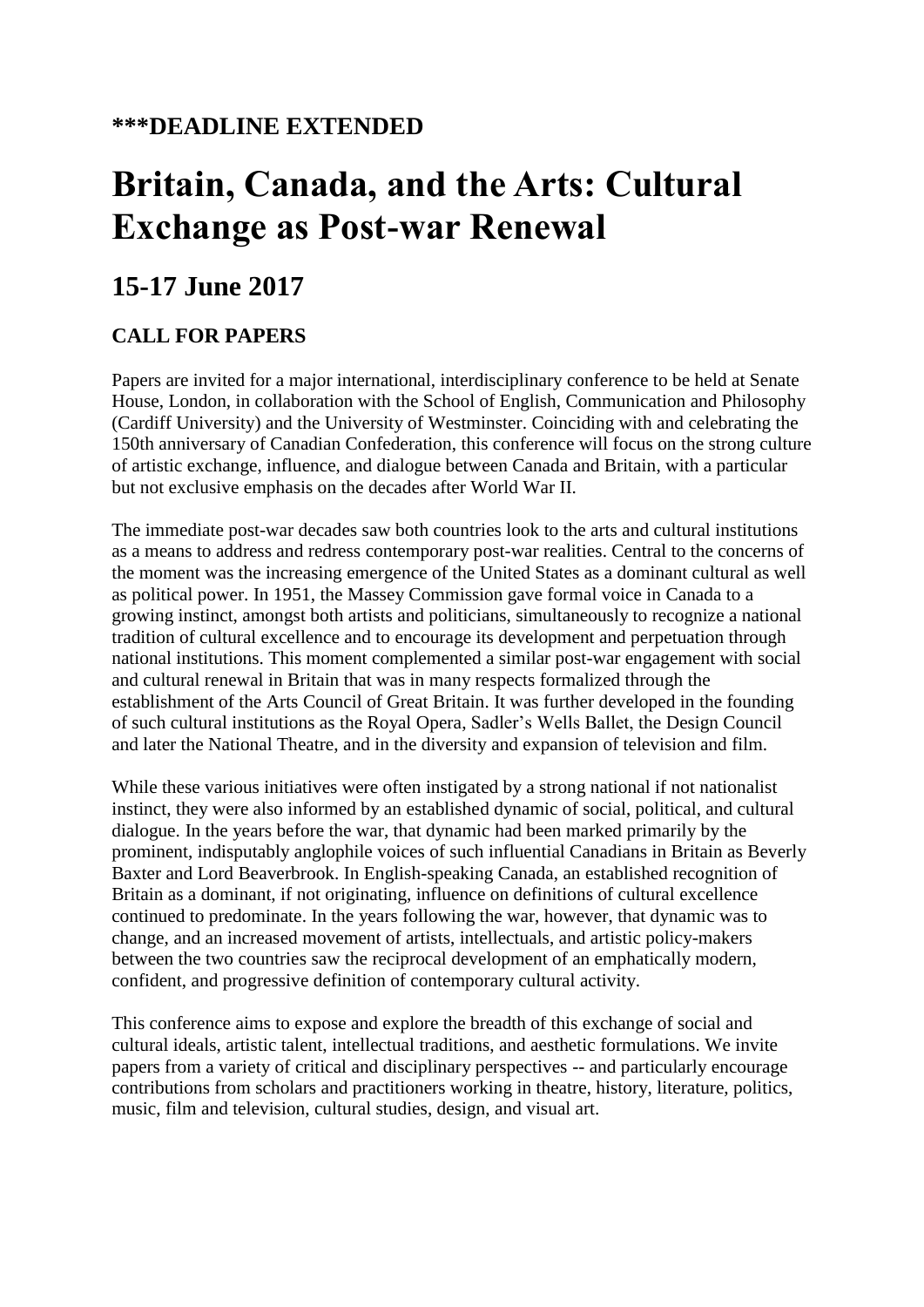## ***DEADLINE EXTENDED

# Britain, Canada, and the Arts: Cultural Exchange as Post-war Renewal

## 15-17 June 2017

### CALL FOR PAPERS

Papers are invited for a major international, interdisciplinary conference to be held at Senate House, London, in collaboration with the School of English, Communication and Philosophy (Cardiff University) and the University of Westminster. Coinciding with and celebrating the 150th anniversary of Canadian Confederation, this conference will focus on the strong culture of artistic exchange, influence, and dialogue between Canada and Britain, with a particular but not exclusive emphasis on the decades after World War II.

The immediate post-war decades saw both countries look to the arts and cultural institutions as a means to address and redress contemporary post-war realities. Central to the concerns of the moment was the increasing emergence of the United States as a dominant cultural as well as political power. In 1951, the Massey Commission gave formal voice in Canada to a growing instinct, amongst both artists and politicians, simultaneously to recognize a national tradition of cultural excellence and to encourage its development and perpetuation through national institutions. This moment complemented a similar post-war engagement with social and cultural renewal in Britain that was in many respects formalized through the establishment of the Arts Council of Great Britain. It was further developed in the founding of such cultural institutions as the Royal Opera, Sadler's Wells Ballet, the Design Council and later the National Theatre, and in the diversity and expansion of television and film.

While these various initiatives were often instigated by a strong national if not nationalist instinct, they were also informed by an established dynamic of social, political, and cultural dialogue. In the years before the war, that dynamic had been marked primarily by the prominent, indisputably anglophile voices of such influential Canadians in Britain as Beverly Baxter and Lord Beaverbrook. In English-speaking Canada, an established recognition of Britain as a dominant, if not originating, influence on definitions of cultural excellence continued to predominate. In the years following the war, however, that dynamic was to change, and an increased movement of artists, intellectuals, and artistic policy-makers between the two countries saw the reciprocal development of an emphatically modern, confident, and progressive definition of contemporary cultural activity.

This conference aims to expose and explore the breadth of this exchange of social and cultural ideals, artistic talent, intellectual traditions, and aesthetic formulations. We invite papers from a variety of critical and disciplinary perspectives -- and particularly encourage contributions from scholars and practitioners working in theatre, history, literature, politics, music, film and television, cultural studies, design, and visual art.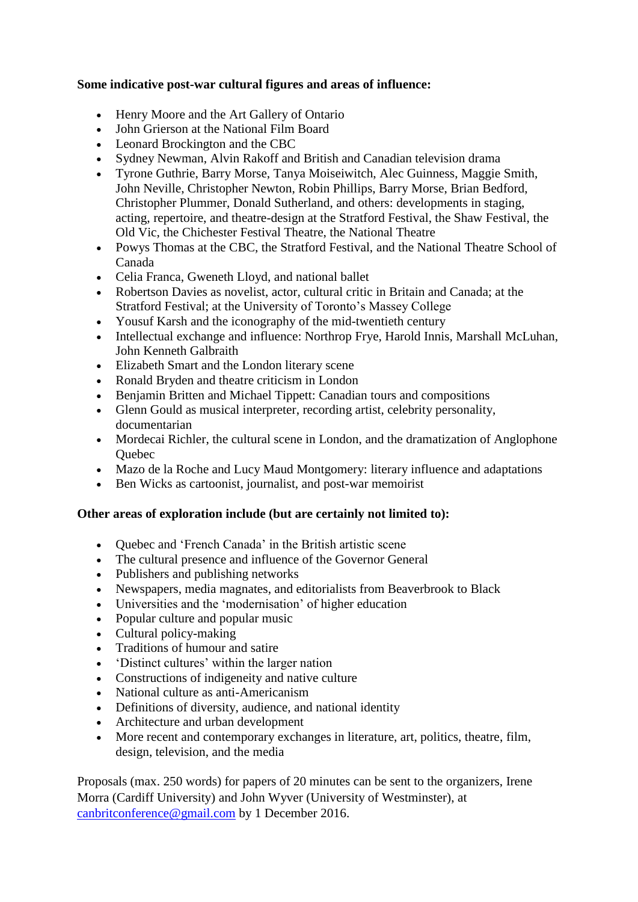**Some indicative post-war cultural figures and areas of influence:**

- Henry Moore and the Art Gallery of Ontario
- John Grierson at the National Film Board
- Leonard Brockington and the CBC
- Sydney Newman, Alvin Rakoff and British and Canadian television drama
- Tyrone Guthrie, Barry Morse, Tanya Moiseiwitch, Alec Guinness, Maggie Smith, John Neville, Christopher Newton, Robin Phillips, Barry Morse, Brian Bedford, Christopher Plummer, Donald Sutherland, and others: developments in staging, acting, repertoire, and theatre-design at the Stratford Festival, the Shaw Festival, the Old Vic, the Chichester Festival Theatre, the National Theatre
- Powys Thomas at the CBC, the Stratford Festival, and the National Theatre School of Canada
- Celia Franca, Gweneth Lloyd, and national ballet
- Robertson Davies as novelist, actor, cultural critic in Britain and Canada; at the Stratford Festival; at the University of Toronto's Massey College
- Yousuf Karsh and the iconography of the mid-twentieth century
- Intellectual exchange and influence: Northrop Frye, Harold Innis, Marshall McLuhan, John Kenneth Galbraith
- Elizabeth Smart and the London literary scene
- Ronald Bryden and theatre criticism in London
- Benjamin Britten and Michael Tippett: Canadian tours and compositions
- Glenn Gould as musical interpreter, recording artist, celebrity personality, documentarian
- Mordecai Richler, the cultural scene in London, and the dramatization of Anglophone Quebec
- Mazo de la Roche and Lucy Maud Montgomery: literary influence and adaptations
- Ben Wicks as cartoonist, journalist, and post-war memoirist

**Other areas of exploration include (but are certainly not limited to):**

- Quebec and 'French Canada' in the British artistic scene
- The cultural presence and influence of the Governor General
- Publishers and publishing networks
- Newspapers, media magnates, and editorialists from Beaverbrook to Black
- Universities and the 'modernisation' of higher education
- Popular culture and popular music
- Cultural policy-making
- Traditions of humour and satire
- 'Distinct cultures' within the larger nation
- Constructions of indigeneity and native culture
- National culture as anti-Americanism
- Definitions of diversity, audience, and national identity
- Architecture and urban development
- More recent and contemporary exchanges in literature, art, politics, theatre, film, design, television, and the media

Proposals (max. 250 words) for papers of 20 minutes can be sent to the organizers, Irene Morra (Cardiff University) and John Wyver (University of Westminster), at canbritconference@gmail.com by 1 December 2016.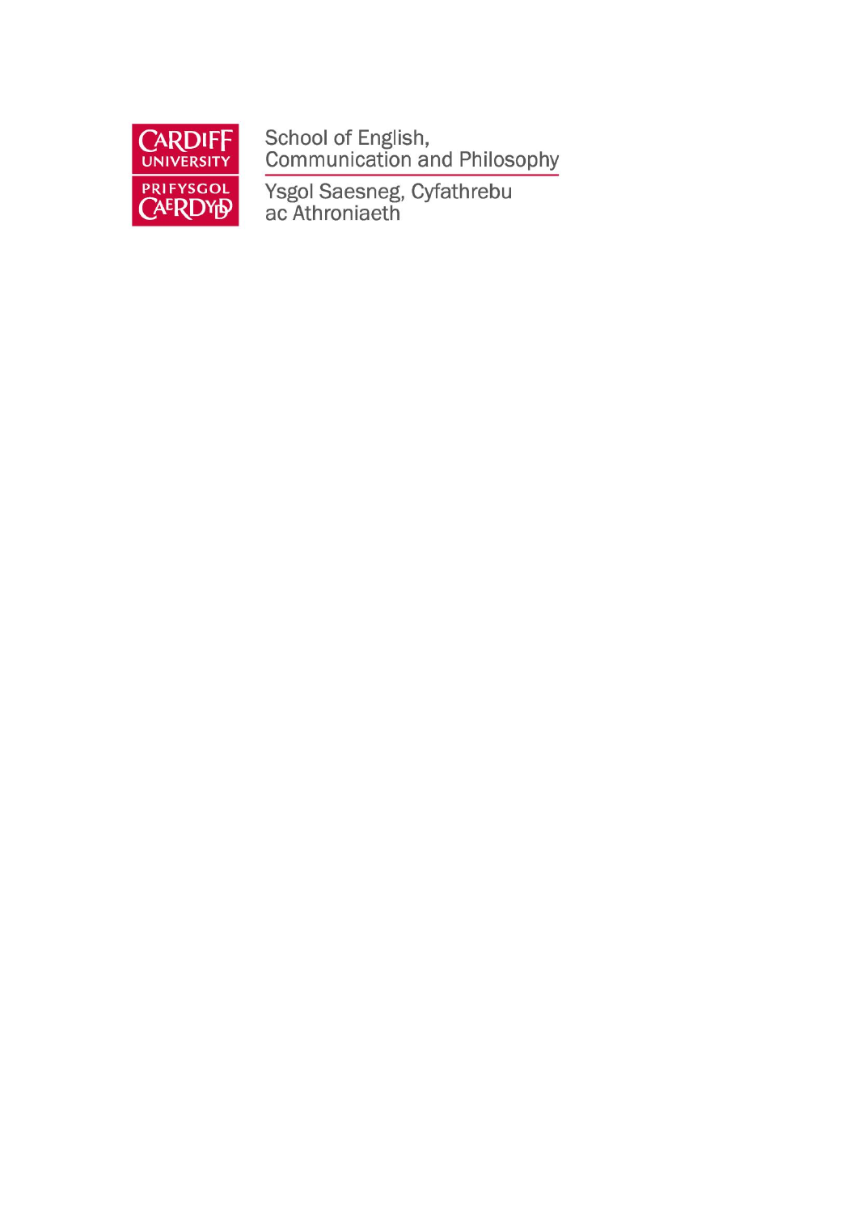CARDIFF UNIVERSITY
PRIFYSGOL CAERDYDD

School of English, Communication and Philosophy

Ysgol Saesneg, Cyfathrebu ac Athroniaeth